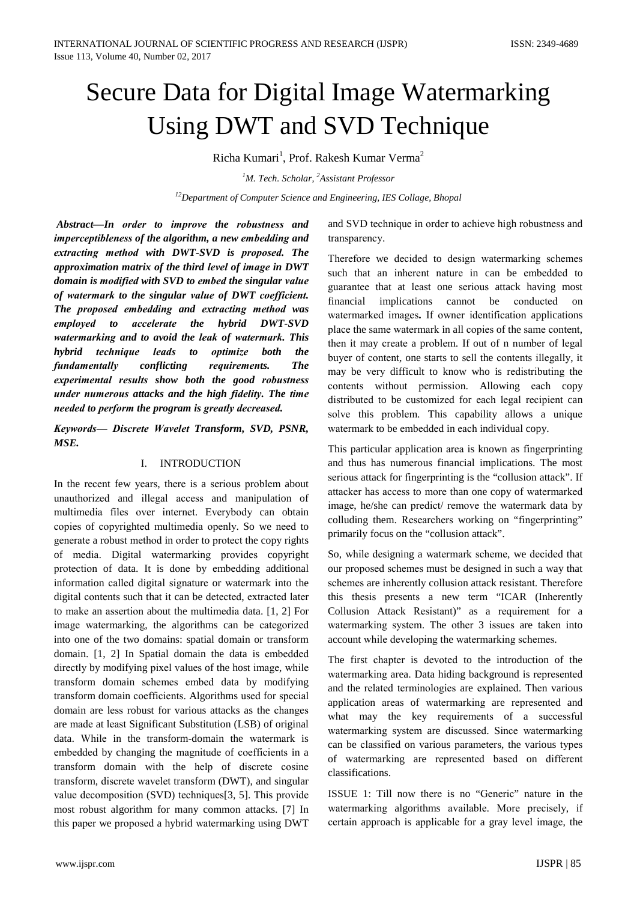# Secure Data for Digital Image Watermarking Using DWT and SVD Technique

Richa Kumari[1], Prof. Rakesh Kumar Verma[2]

[1]*M. Tech. Scholar,* [2]*Assistant Professor*

[12]*Department of Computer Science and Engineering, IES Collage, Bhopal*

***Abstract—In order to improve the robustness and imperceptibleness of the algorithm, a new embedding and extracting method with DWT-SVD is proposed. The approximation matrix of the third level of image in DWT domain is modified with SVD to embed the singular value of watermark to the singular value of DWT coefficient. The proposed embedding and extracting method was employed to accelerate the hybrid DWT-SVD watermarking and to avoid the leak of watermark. This hybrid technique leads to optimize both the fundamentally conflicting requirements. The experimental results show both the good robustness under numerous attacks and the high fidelity. The time needed to perform the program is greatly decreased.***

***Keywords— Discrete Wavelet Transform, SVD, PSNR, MSE.***

## I. INTRODUCTION

In the recent few years, there is a serious problem about unauthorized and illegal access and manipulation of multimedia files over internet. Everybody can obtain copies of copyrighted multimedia openly. So we need to generate a robust method in order to protect the copy rights of media. Digital watermarking provides copyright protection of data. It is done by embedding additional information called digital signature or watermark into the digital contents such that it can be detected, extracted later to make an assertion about the multimedia data. [1, 2] For image watermarking, the algorithms can be categorized into one of the two domains: spatial domain or transform domain. [1, 2] In Spatial domain the data is embedded directly by modifying pixel values of the host image, while transform domain schemes embed data by modifying transform domain coefficients. Algorithms used for special domain are less robust for various attacks as the changes are made at least Significant Substitution (LSB) of original data. While in the transform-domain the watermark is embedded by changing the magnitude of coefficients in a transform domain with the help of discrete cosine transform, discrete wavelet transform (DWT), and singular value decomposition (SVD) techniques[3, 5]. This provide most robust algorithm for many common attacks. [7] In this paper we proposed a hybrid watermarking using DWT and SVD technique in order to achieve high robustness and transparency.

Therefore we decided to design watermarking schemes such that an inherent nature in can be embedded to guarantee that at least one serious attack having most financial implications cannot be conducted on watermarked images**.** If owner identification applications place the same watermark in all copies of the same content, then it may create a problem. If out of n number of legal buyer of content, one starts to sell the contents illegally, it may be very difficult to know who is redistributing the contents without permission. Allowing each copy distributed to be customized for each legal recipient can solve this problem. This capability allows a unique watermark to be embedded in each individual copy.

This particular application area is known as fingerprinting and thus has numerous financial implications. The most serious attack for fingerprinting is the "collusion attack". If attacker has access to more than one copy of watermarked image, he/she can predict/ remove the watermark data by colluding them. Researchers working on "fingerprinting" primarily focus on the "collusion attack".

So, while designing a watermark scheme, we decided that our proposed schemes must be designed in such a way that schemes are inherently collusion attack resistant. Therefore this thesis presents a new term "ICAR (Inherently Collusion Attack Resistant)" as a requirement for a watermarking system. The other 3 issues are taken into account while developing the watermarking schemes.

The first chapter is devoted to the introduction of the watermarking area. Data hiding background is represented and the related terminologies are explained. Then various application areas of watermarking are represented and what may the key requirements of a successful watermarking system are discussed. Since watermarking can be classified on various parameters, the various types of watermarking are represented based on different classifications.

ISSUE 1: Till now there is no "Generic" nature in the watermarking algorithms available. More precisely, if certain approach is applicable for a gray level image, the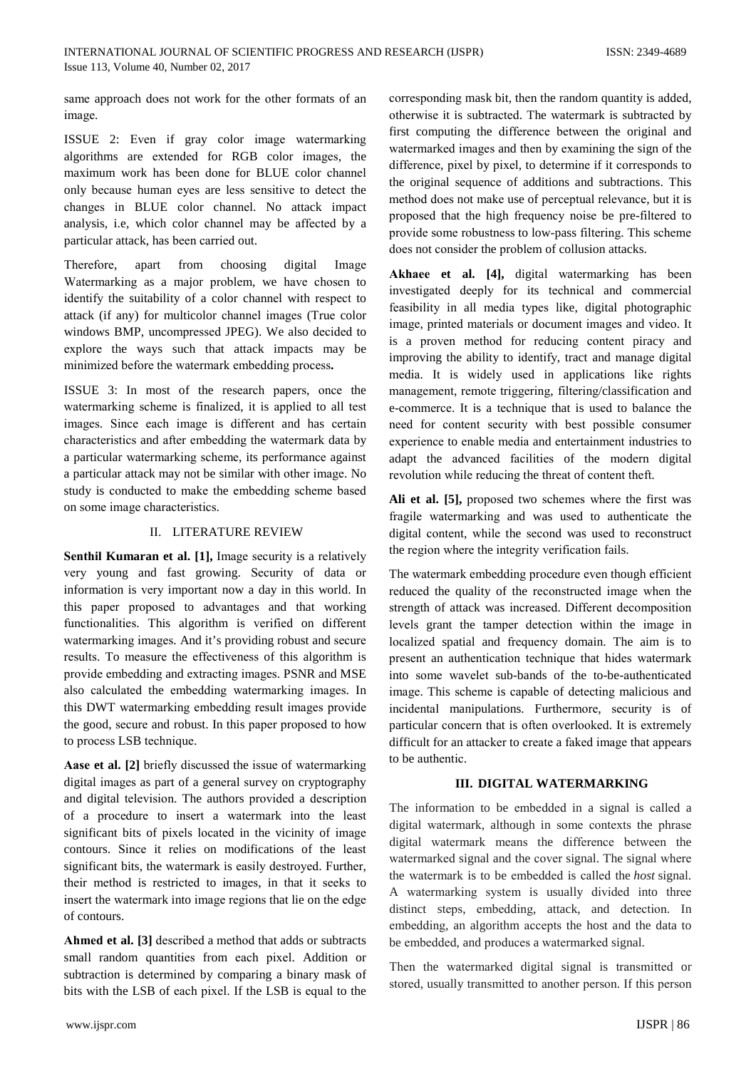same approach does not work for the other formats of an image.

ISSUE 2: Even if gray color image watermarking algorithms are extended for RGB color images, the maximum work has been done for BLUE color channel only because human eyes are less sensitive to detect the changes in BLUE color channel. No attack impact analysis, i.e, which color channel may be affected by a particular attack, has been carried out.

Therefore, apart from choosing digital Image Watermarking as a major problem, we have chosen to identify the suitability of a color channel with respect to attack (if any) for multicolor channel images (True color windows BMP, uncompressed JPEG). We also decided to explore the ways such that attack impacts may be minimized before the watermark embedding process**.**

ISSUE 3: In most of the research papers, once the watermarking scheme is finalized, it is applied to all test images. Since each image is different and has certain characteristics and after embedding the watermark data by a particular watermarking scheme, its performance against a particular attack may not be similar with other image. No study is conducted to make the embedding scheme based on some image characteristics.

## II. LITERATURE REVIEW

**Senthil Kumaran et al. [1],** Image security is a relatively very young and fast growing. Security of data or information is very important now a day in this world. In this paper proposed to advantages and that working functionalities. This algorithm is verified on different watermarking images. And it's providing robust and secure results. To measure the effectiveness of this algorithm is provide embedding and extracting images. PSNR and MSE also calculated the embedding watermarking images. In this DWT watermarking embedding result images provide the good, secure and robust. In this paper proposed to how to process LSB technique.

**Aase et al. [2]** briefly discussed the issue of watermarking digital images as part of a general survey on cryptography and digital television. The authors provided a description of a procedure to insert a watermark into the least significant bits of pixels located in the vicinity of image contours. Since it relies on modifications of the least significant bits, the watermark is easily destroyed. Further, their method is restricted to images, in that it seeks to insert the watermark into image regions that lie on the edge of contours.

**Ahmed et al. [3]** described a method that adds or subtracts small random quantities from each pixel. Addition or subtraction is determined by comparing a binary mask of bits with the LSB of each pixel. If the LSB is equal to the corresponding mask bit, then the random quantity is added, otherwise it is subtracted. The watermark is subtracted by first computing the difference between the original and watermarked images and then by examining the sign of the difference, pixel by pixel, to determine if it corresponds to the original sequence of additions and subtractions. This method does not make use of perceptual relevance, but it is proposed that the high frequency noise be pre-filtered to provide some robustness to low-pass filtering. This scheme does not consider the problem of collusion attacks.

**Akhaee et al. [4],** digital watermarking has been investigated deeply for its technical and commercial feasibility in all media types like, digital photographic image, printed materials or document images and video. It is a proven method for reducing content piracy and improving the ability to identify, tract and manage digital media. It is widely used in applications like rights management, remote triggering, filtering/classification and e-commerce. It is a technique that is used to balance the need for content security with best possible consumer experience to enable media and entertainment industries to adapt the advanced facilities of the modern digital revolution while reducing the threat of content theft.

**Ali et al. [5],** proposed two schemes where the first was fragile watermarking and was used to authenticate the digital content, while the second was used to reconstruct the region where the integrity verification fails.

The watermark embedding procedure even though efficient reduced the quality of the reconstructed image when the strength of attack was increased. Different decomposition levels grant the tamper detection within the image in localized spatial and frequency domain. The aim is to present an authentication technique that hides watermark into some wavelet sub-bands of the to-be-authenticated image. This scheme is capable of detecting malicious and incidental manipulations. Furthermore, security is of particular concern that is often overlooked. It is extremely difficult for an attacker to create a faked image that appears to be authentic.

## III. DIGITAL WATERMARKING

The information to be embedded in a signal is called a digital watermark, although in some contexts the phrase digital watermark means the difference between the watermarked signal and the cover signal. The signal where the watermark is to be embedded is called the *host* signal. A watermarking system is usually divided into three distinct steps, embedding, attack, and detection. In embedding, an algorithm accepts the host and the data to be embedded, and produces a watermarked signal.

Then the watermarked digital signal is transmitted or stored, usually transmitted to another person. If this person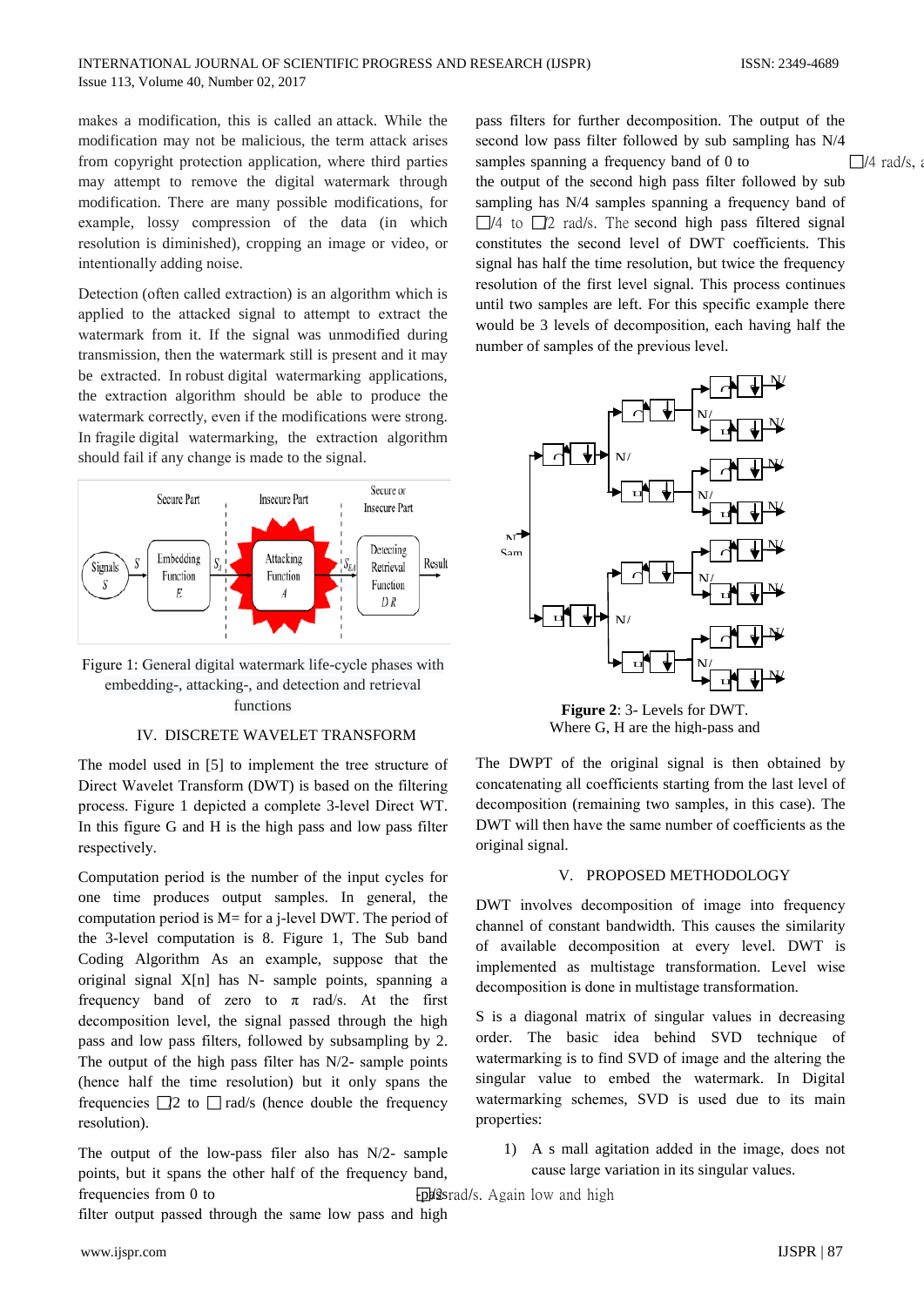makes a modification, this is called an attack. While the modification may not be malicious, the term attack arises from copyright protection application, where third parties may attempt to remove the digital watermark through modification. There are many possible modifications, for example, lossy compression of the data (in which resolution is diminished), cropping an image or video, or intentionally adding noise.

Detection (often called extraction) is an algorithm which is applied to the attacked signal to attempt to extract the watermark from it. If the signal was unmodified during transmission, then the watermark still is present and it may be extracted. In robust digital watermarking applications, the extraction algorithm should be able to produce the watermark correctly, even if the modifications were strong. In fragile digital watermarking, the extraction algorithm should fail if any change is made to the signal.

Figure 1: General digital watermark life-cycle phases with embedding-, attacking-, and detection and retrieval functions

## IV. DISCRETE WAVELET TRANSFORM

The model used in [5] to implement the tree structure of Direct Wavelet Transform (DWT) is based on the filtering process. Figure 1 depicted a complete 3-level Direct WT. In this figure G and H is the high pass and low pass filter respectively.

Computation period is the number of the input cycles for one time produces output samples. In general, the computation period is M= for a j-level DWT. The period of the 3-level computation is 8. Figure 1, The Sub band Coding Algorithm As an example, suppose that the original signal X[n] has N- sample points, spanning a frequency band of zero to π rad/s. At the first decomposition level, the signal passed through the high pass and low pass filters, followed by subsampling by 2. The output of the high pass filter has N/2- sample points (hence half the time resolution) but it only spans the frequencies □/2 to □ rad/s (hence double the frequency resolution).

The output of the low-pass filer also has N/2- sample points, but it spans the other half of the frequency band, frequencies from 0 to □/2 rad/s. Again low and high filter output passed through the same low pass and high pass filters for further decomposition. The output of the second low pass filter followed by sub sampling has N/4 samples spanning a frequency band of 0 to □/4 rad/s, and the output of the second high pass filter followed by sub sampling has N/4 samples spanning a frequency band of □/4 to □/2 rad/s. The second high pass filtered signal constitutes the second level of DWT coefficients. This signal has half the time resolution, but twice the frequency resolution of the first level signal. This process continues until two samples are left. For this specific example there would be 3 levels of decomposition, each having half the number of samples of the previous level.

**Figure 2**: 3- Levels for DWT.
Where G, H are the high-pass and

The DWPT of the original signal is then obtained by concatenating all coefficients starting from the last level of decomposition (remaining two samples, in this case). The DWT will then have the same number of coefficients as the original signal.

## V. PROPOSED METHODOLOGY

DWT involves decomposition of image into frequency channel of constant bandwidth. This causes the similarity of available decomposition at every level. DWT is implemented as multistage transformation. Level wise decomposition is done in multistage transformation.

S is a diagonal matrix of singular values in decreasing order. The basic idea behind SVD technique of watermarking is to find SVD of image and the altering the singular value to embed the watermark. In Digital watermarking schemes, SVD is used due to its main properties:

1) A s mall agitation added in the image, does not cause large variation in its singular values.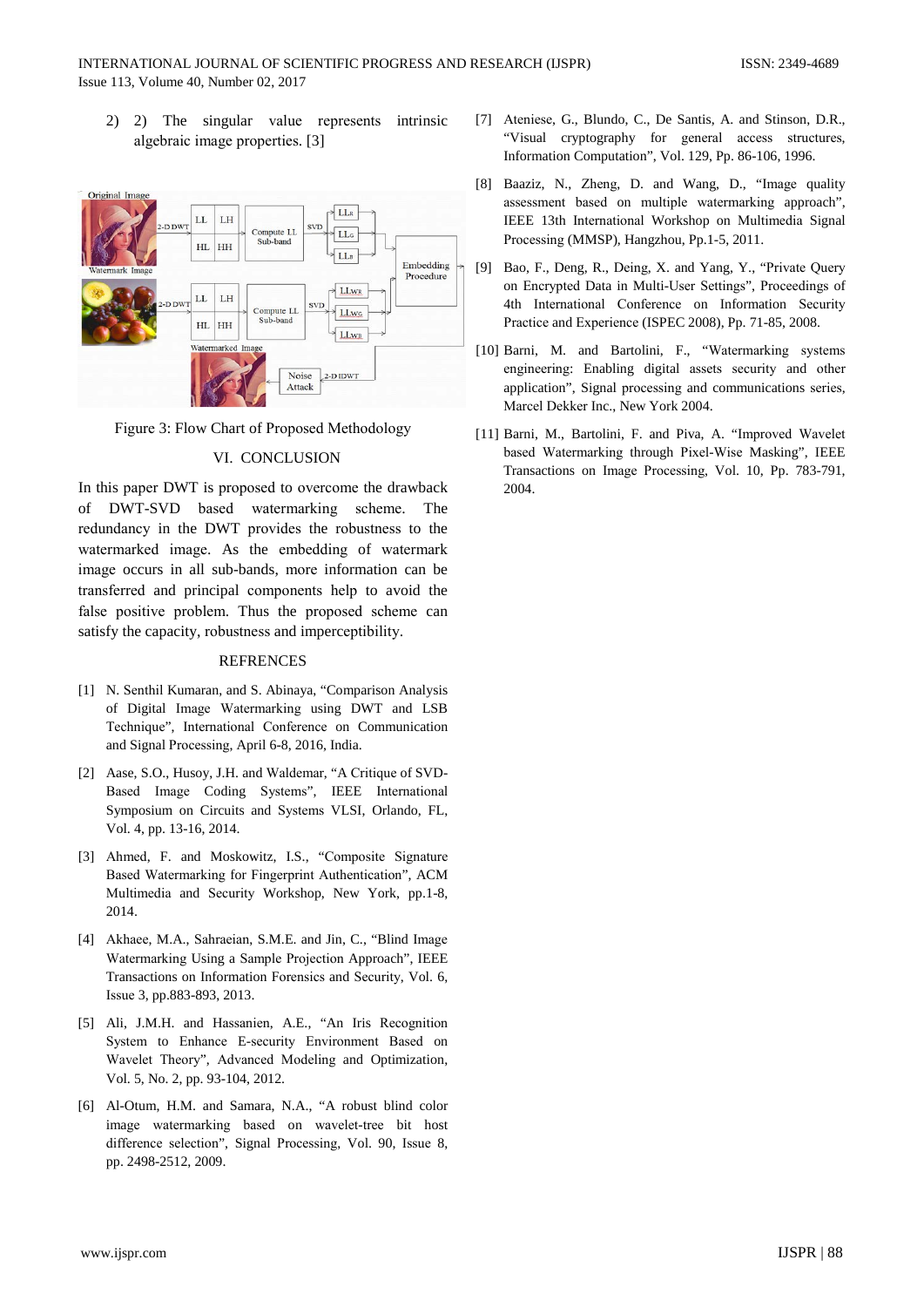2) 2) The singular value represents intrinsic algebraic image properties. [3]

Original Image

2-D DWT

LL LH

HL HH

Compute LL Sub-band

SVD

$LL_R$

$LL_G$

$LL_B$

Embedding Procedure

Watermark Image

2-D DWT

LL LH

HL HH

Compute LL Sub-band

SVD

$LL_{WR}$

$LL_{WG}$

$LL_{WB}$

Watermarked Image

Noise Attack

2-D IDWT

Figure 3: Flow Chart of Proposed Methodology

## VI. CONCLUSION

In this paper DWT is proposed to overcome the drawback of DWT-SVD based watermarking scheme. The redundancy in the DWT provides the robustness to the watermarked image. As the embedding of watermark image occurs in all sub-bands, more information can be transferred and principal components help to avoid the false positive problem. Thus the proposed scheme can satisfy the capacity, robustness and imperceptibility.

## REFRENCES

[1] N. Senthil Kumaran, and S. Abinaya, "Comparison Analysis of Digital Image Watermarking using DWT and LSB Technique", International Conference on Communication and Signal Processing, April 6-8, 2016, India.

[2] Aase, S.O., Husoy, J.H. and Waldemar, "A Critique of SVD-Based Image Coding Systems", IEEE International Symposium on Circuits and Systems VLSI, Orlando, FL, Vol. 4, pp. 13-16, 2014.

[3] Ahmed, F. and Moskowitz, I.S., "Composite Signature Based Watermarking for Fingerprint Authentication", ACM Multimedia and Security Workshop, New York, pp.1-8, 2014.

[4] Akhaee, M.A., Sahraeian, S.M.E. and Jin, C., "Blind Image Watermarking Using a Sample Projection Approach", IEEE Transactions on Information Forensics and Security, Vol. 6, Issue 3, pp.883-893, 2013.

[5] Ali, J.M.H. and Hassanien, A.E., "An Iris Recognition System to Enhance E-security Environment Based on Wavelet Theory", Advanced Modeling and Optimization, Vol. 5, No. 2, pp. 93-104, 2012.

[6] Al-Otum, H.M. and Samara, N.A., "A robust blind color image watermarking based on wavelet-tree bit host difference selection", Signal Processing, Vol. 90, Issue 8, pp. 2498-2512, 2009.

[7] Ateniese, G., Blundo, C., De Santis, A. and Stinson, D.R., "Visual cryptography for general access structures, Information Computation", Vol. 129, Pp. 86-106, 1996.

[8] Baaziz, N., Zheng, D. and Wang, D., "Image quality assessment based on multiple watermarking approach", IEEE 13th International Workshop on Multimedia Signal Processing (MMSP), Hangzhou, Pp.1-5, 2011.

[9] Bao, F., Deng, R., Deing, X. and Yang, Y., "Private Query on Encrypted Data in Multi-User Settings", Proceedings of 4th International Conference on Information Security Practice and Experience (ISPEC 2008), Pp. 71-85, 2008.

[10] Barni, M. and Bartolini, F., "Watermarking systems engineering: Enabling digital assets security and other application", Signal processing and communications series, Marcel Dekker Inc., New York 2004.

[11] Barni, M., Bartolini, F. and Piva, A. "Improved Wavelet based Watermarking through Pixel-Wise Masking", IEEE Transactions on Image Processing, Vol. 10, Pp. 783-791, 2004.